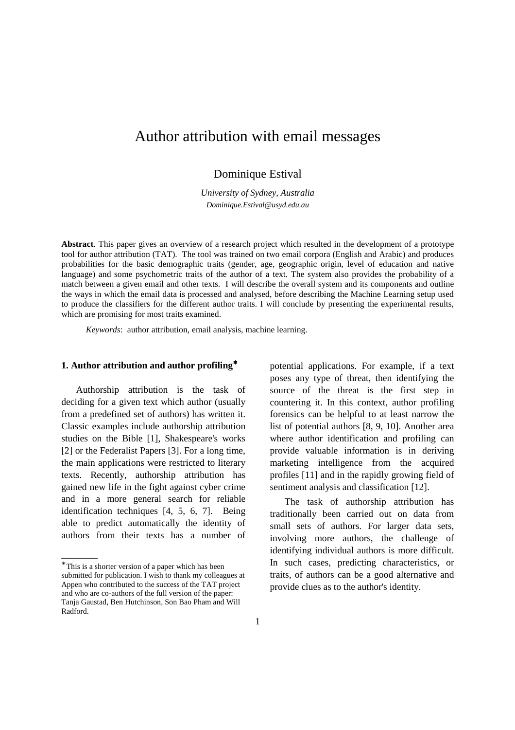# Author attribution with email messages

Dominique Estival

*University of Sydney, Australia*
*Dominique.Estival@usyd.edu.au*

**Abstract**. This paper gives an overview of a research project which resulted in the development of a prototype tool for author attribution (TAT). The tool was trained on two email corpora (English and Arabic) and produces probabilities for the basic demographic traits (gender, age, geographic origin, level of education and native language) and some psychometric traits of the author of a text. The system also provides the probability of a match between a given email and other texts. I will describe the overall system and its components and outline the ways in which the email data is processed and analysed, before describing the Machine Learning setup used to produce the classifiers for the different author traits. I will conclude by presenting the experimental results, which are promising for most traits examined.

*Keywords*: author attribution, email analysis, machine learning.

## 1. Author attribution and author profiling*

Authorship attribution is the task of deciding for a given text which author (usually from a predefined set of authors) has written it. Classic examples include authorship attribution studies on the Bible [1], Shakespeare's works [2] or the Federalist Papers [3]. For a long time, the main applications were restricted to literary texts. Recently, authorship attribution has gained new life in the fight against cyber crime and in a more general search for reliable identification techniques [4, 5, 6, 7]. Being able to predict automatically the identity of authors from their texts has a number of potential applications. For example, if a text poses any type of threat, then identifying the source of the threat is the first step in countering it. In this context, author profiling forensics can be helpful to at least narrow the list of potential authors [8, 9, 10]. Another area where author identification and profiling can provide valuable information is in deriving marketing intelligence from the acquired profiles [11] and in the rapidly growing field of sentiment analysis and classification [12].

The task of authorship attribution has traditionally been carried out on data from small sets of authors. For larger data sets, involving more authors, the challenge of identifying individual authors is more difficult. In such cases, predicting characteristics, or traits, of authors can be a good alternative and provide clues as to the author's identity.

---

*This is a shorter version of a paper which has been submitted for publication. I wish to thank my colleagues at Appen who contributed to the success of the TAT project and who are co-authors of the full version of the paper: Tanja Gaustad, Ben Hutchinson, Son Bao Pham and Will Radford.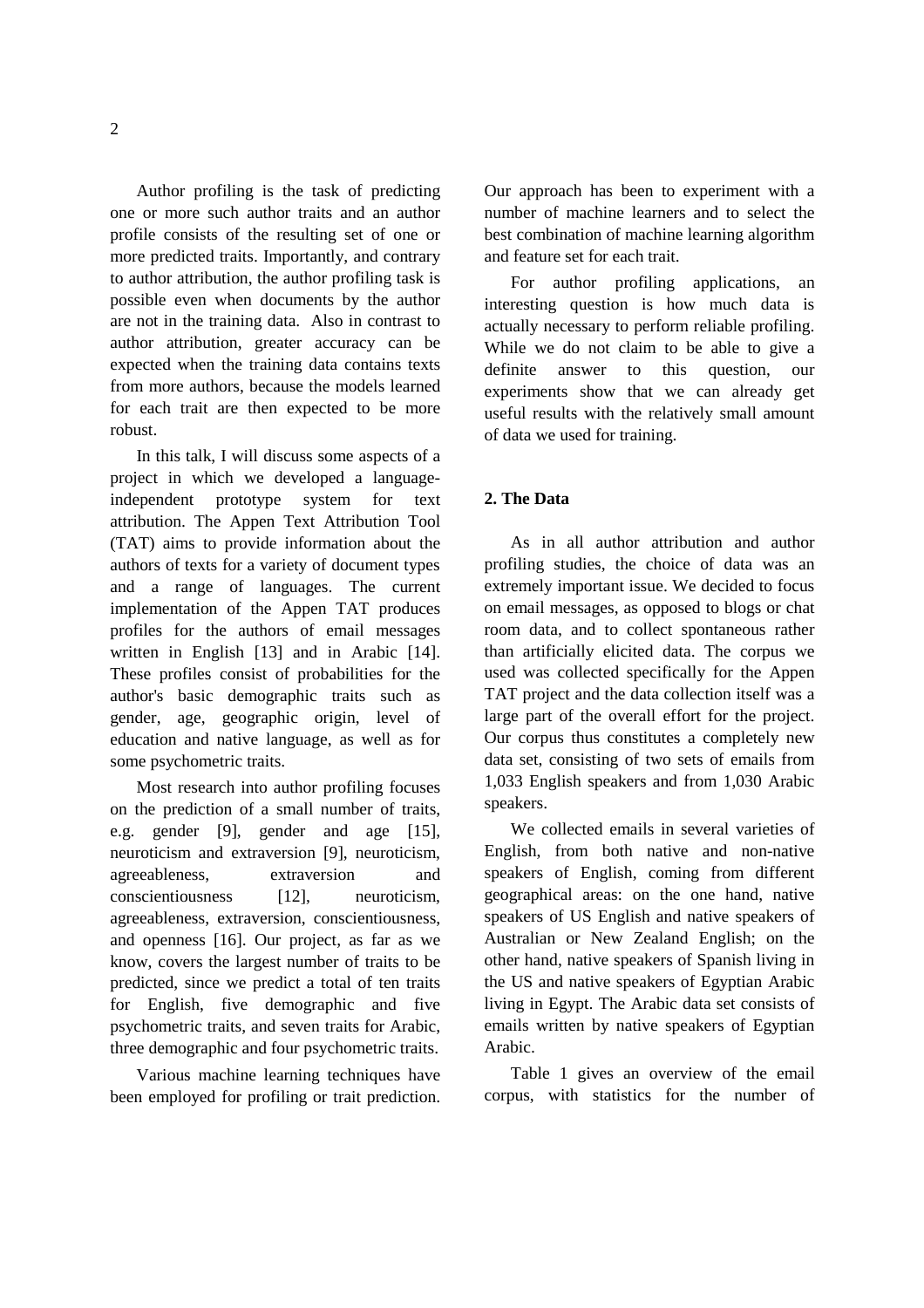Author profiling is the task of predicting one or more such author traits and an author profile consists of the resulting set of one or more predicted traits. Importantly, and contrary to author attribution, the author profiling task is possible even when documents by the author are not in the training data. Also in contrast to author attribution, greater accuracy can be expected when the training data contains texts from more authors, because the models learned for each trait are then expected to be more robust.

In this talk, I will discuss some aspects of a project in which we developed a language-independent prototype system for text attribution. The Appen Text Attribution Tool (TAT) aims to provide information about the authors of texts for a variety of document types and a range of languages. The current implementation of the Appen TAT produces profiles for the authors of email messages written in English [13] and in Arabic [14]. These profiles consist of probabilities for the author's basic demographic traits such as gender, age, geographic origin, level of education and native language, as well as for some psychometric traits.

Most research into author profiling focuses on the prediction of a small number of traits, e.g. gender [9], gender and age [15], neuroticism and extraversion [9], neuroticism, agreeableness, extraversion and conscientiousness [12], neuroticism, agreeableness, extraversion, conscientiousness, and openness [16]. Our project, as far as we know, covers the largest number of traits to be predicted, since we predict a total of ten traits for English, five demographic and five psychometric traits, and seven traits for Arabic, three demographic and four psychometric traits.

Various machine learning techniques have been employed for profiling or trait prediction. Our approach has been to experiment with a number of machine learners and to select the best combination of machine learning algorithm and feature set for each trait.

For author profiling applications, an interesting question is how much data is actually necessary to perform reliable profiling. While we do not claim to be able to give a definite answer to this question, our experiments show that we can already get useful results with the relatively small amount of data we used for training.

## 2. The Data

As in all author attribution and author profiling studies, the choice of data was an extremely important issue. We decided to focus on email messages, as opposed to blogs or chat room data, and to collect spontaneous rather than artificially elicited data. The corpus we used was collected specifically for the Appen TAT project and the data collection itself was a large part of the overall effort for the project. Our corpus thus constitutes a completely new data set, consisting of two sets of emails from 1,033 English speakers and from 1,030 Arabic speakers.

We collected emails in several varieties of English, from both native and non-native speakers of English, coming from different geographical areas: on the one hand, native speakers of US English and native speakers of Australian or New Zealand English; on the other hand, native speakers of Spanish living in the US and native speakers of Egyptian Arabic living in Egypt. The Arabic data set consists of emails written by native speakers of Egyptian Arabic.

Table 1 gives an overview of the email corpus, with statistics for the number of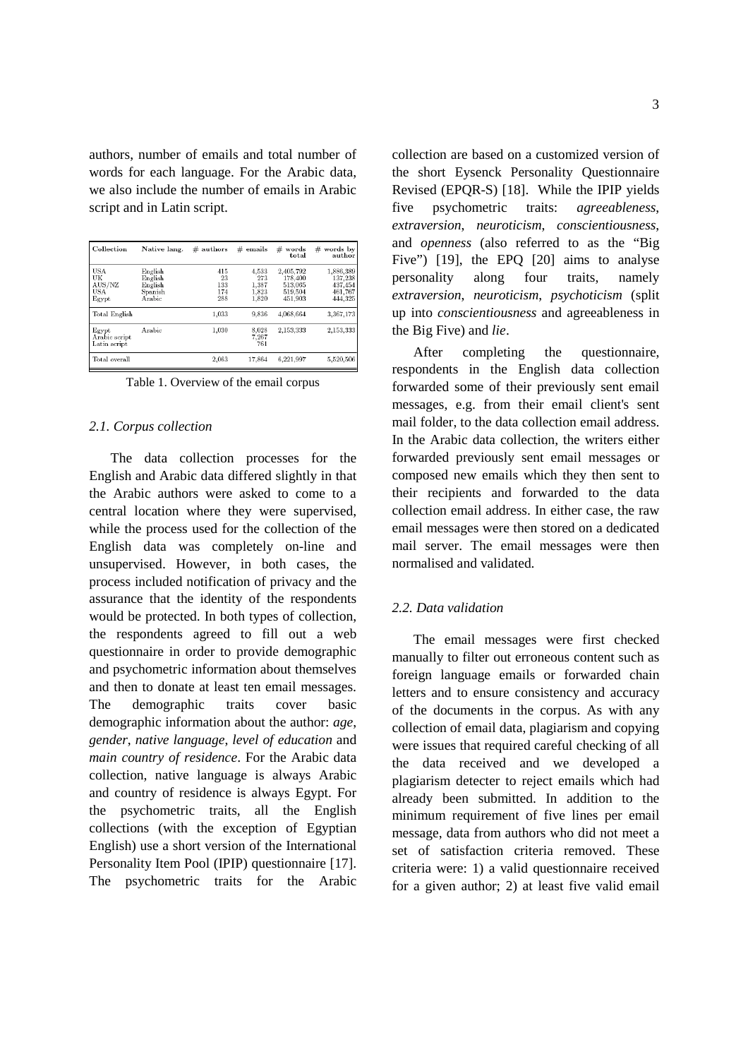authors, number of emails and total number of words for each language. For the Arabic data, we also include the number of emails in Arabic script and in Latin script.

| Collection | Native lang. | # authors | # emails | # words total | # words by author |
|---|---|---|---|---|---|
| USA | English | 415 | 4,533 | 2,405,792 | 1,886,389 |
| UK | English | 23 | 273 | 178,400 | 137,238 |
| AUS/NZ | English | 133 | 1,387 | 513,065 | 437,454 |
| USA | Spanish | 174 | 1,823 | 519,504 | 461,767 |
| Egypt | Arabic | 288 | 1,820 | 451,903 | 444,325 |
| Total English | | 1,033 | 9,836 | 4,068,664 | 3,367,173 |
| Egypt | Arabic | 1,030 | 8,028 | 2,153,333 | 2,153,333 |
| Arabic script | | | 7,267 | | |
| Latin script | | | 761 | | |
| Total overall | | 2,063 | 17,864 | 6,221,997 | 5,520,506 |

Table 1. Overview of the email corpus

### 2.1. Corpus collection

The data collection processes for the English and Arabic data differed slightly in that the Arabic authors were asked to come to a central location where they were supervised, while the process used for the collection of the English data was completely on-line and unsupervised. However, in both cases, the process included notification of privacy and the assurance that the identity of the respondents would be protected. In both types of collection, the respondents agreed to fill out a web questionnaire in order to provide demographic and psychometric information about themselves and then to donate at least ten email messages. The demographic traits cover basic demographic information about the author: *age*, *gender*, *native language*, *level of education* and *main country of residence*. For the Arabic data collection, native language is always Arabic and country of residence is always Egypt. For the psychometric traits, all the English collections (with the exception of Egyptian English) use a short version of the International Personality Item Pool (IPIP) questionnaire [17]. The psychometric traits for the Arabic collection are based on a customized version of the short Eysenck Personality Questionnaire Revised (EPQR-S) [18]. While the IPIP yields five psychometric traits: *agreeableness*, *extraversion*, *neuroticism*, *conscientiousness*, and *openness* (also referred to as the "Big Five") [19], the EPQ [20] aims to analyse personality along four traits, namely *extraversion*, *neuroticism*, *psychoticism* (split up into *conscientiousness* and agreeableness in the Big Five) and *lie*.

After completing the questionnaire, respondents in the English data collection forwarded some of their previously sent email messages, e.g. from their email client's sent mail folder, to the data collection email address. In the Arabic data collection, the writers either forwarded previously sent email messages or composed new emails which they then sent to their recipients and forwarded to the data collection email address. In either case, the raw email messages were then stored on a dedicated mail server. The email messages were then normalised and validated.

### 2.2. Data validation

The email messages were first checked manually to filter out erroneous content such as foreign language emails or forwarded chain letters and to ensure consistency and accuracy of the documents in the corpus. As with any collection of email data, plagiarism and copying were issues that required careful checking of all the data received and we developed a plagiarism detecter to reject emails which had already been submitted. In addition to the minimum requirement of five lines per email message, data from authors who did not meet a set of satisfaction criteria removed. These criteria were: 1) a valid questionnaire received for a given author; 2) at least five valid email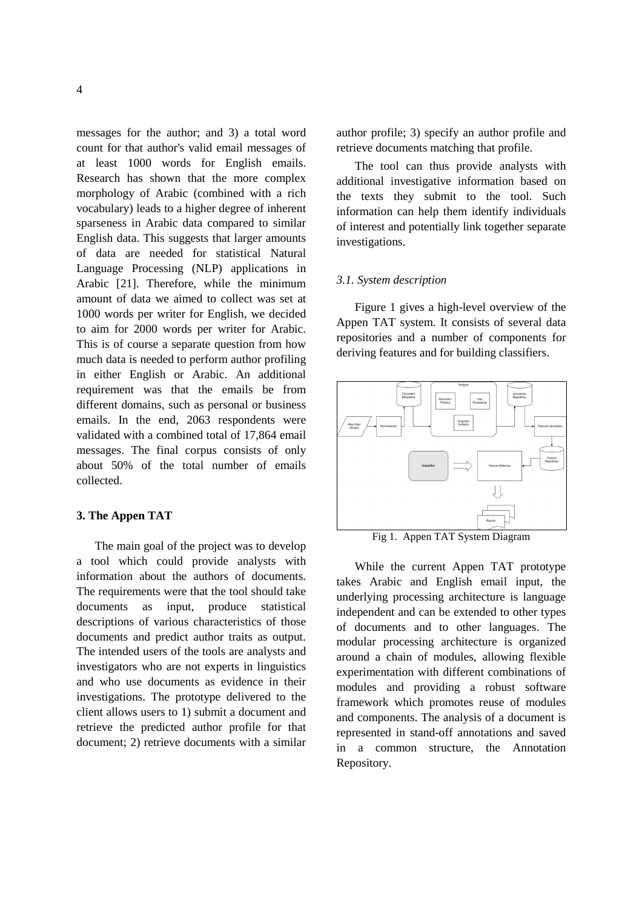messages for the author; and 3) a total word count for that author's valid email messages of at least 1000 words for English emails. Research has shown that the more complex morphology of Arabic (combined with a rich vocabulary) leads to a higher degree of inherent sparseness in Arabic data compared to similar English data. This suggests that larger amounts of data are needed for statistical Natural Language Processing (NLP) applications in Arabic [21]. Therefore, while the minimum amount of data we aimed to collect was set at 1000 words per writer for English, we decided to aim for 2000 words per writer for Arabic. This is of course a separate question from how much data is needed to perform author profiling in either English or Arabic. An additional requirement was that the emails be from different domains, such as personal or business emails. In the end, 2063 respondents were validated with a combined total of 17,864 email messages. The final corpus consists of only about 50% of the total number of emails collected.

## 3. The Appen TAT

The main goal of the project was to develop a tool which could provide analysts with information about the authors of documents. The requirements were that the tool should take documents as input, produce statistical descriptions of various characteristics of those documents and predict author traits as output. The intended users of the tools are analysts and investigators who are not experts in linguistics and who use documents as evidence in their investigations. The prototype delivered to the client allows users to 1) submit a document and retrieve the predicted author profile for that document; 2) retrieve documents with a similar author profile; 3) specify an author profile and retrieve documents matching that profile.

The tool can thus provide analysts with additional investigative information based on the texts they submit to the tool. Such information can help them identify individuals of interest and potentially link together separate investigations.

### *3.1. System description*

Figure 1 gives a high-level overview of the Appen TAT system. It consists of several data repositories and a number of components for deriving features and for building classifiers.

Fig 1. Appen TAT System Diagram

While the current Appen TAT prototype takes Arabic and English email input, the underlying processing architecture is language independent and can be extended to other types of documents and to other languages. The modular processing architecture is organized around a chain of modules, allowing flexible experimentation with different combinations of modules and providing a robust software framework which promotes reuse of modules and components. The analysis of a document is represented in stand-off annotations and saved in a common structure, the Annotation Repository.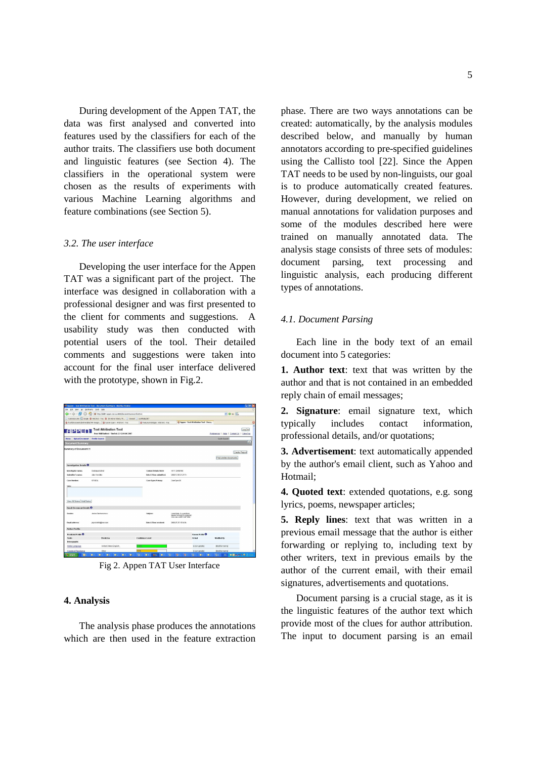During development of the Appen TAT, the data was first analysed and converted into features used by the classifiers for each of the author traits. The classifiers use both document and linguistic features (see Section 4). The classifiers in the operational system were chosen as the results of experiments with various Machine Learning algorithms and feature combinations (see Section 5).

### *3.2. The user interface*

Developing the user interface for the Appen TAT was a significant part of the project. The interface was designed in collaboration with a professional designer and was first presented to the client for comments and suggestions. A usability study was then conducted with potential users of the tool. Their detailed comments and suggestions were taken into account for the final user interface delivered with the prototype, shown in Fig.2.

Fig 2. Appen TAT User Interface

## 4. Analysis

The analysis phase produces the annotations which are then used in the feature extraction phase. There are two ways annotations can be created: automatically, by the analysis modules described below, and manually by human annotators according to pre-specified guidelines using the Callisto tool [22]. Since the Appen TAT needs to be used by non-linguists, our goal is to produce automatically created features. However, during development, we relied on manual annotations for validation purposes and some of the modules described here were trained on manually annotated data. The analysis stage consists of three sets of modules: document parsing, text processing and linguistic analysis, each producing different types of annotations.

### *4.1. Document Parsing*

Each line in the body text of an email document into 5 categories:

**1. Author text**: text that was written by the author and that is not contained in an embedded reply chain of email messages;

**2. Signature**: email signature text, which typically includes contact information, professional details, and/or quotations;

**3. Advertisement**: text automatically appended by the author's email client, such as Yahoo and Hotmail;

**4. Quoted text**: extended quotations, e.g. song lyrics, poems, newspaper articles;

**5. Reply lines**: text that was written in a previous email message that the author is either forwarding or replying to, including text by other writers, text in previous emails by the author of the current email, with their email signatures, advertisements and quotations.

Document parsing is a crucial stage, as it is the linguistic features of the author text which provide most of the clues for author attribution. The input to document parsing is an email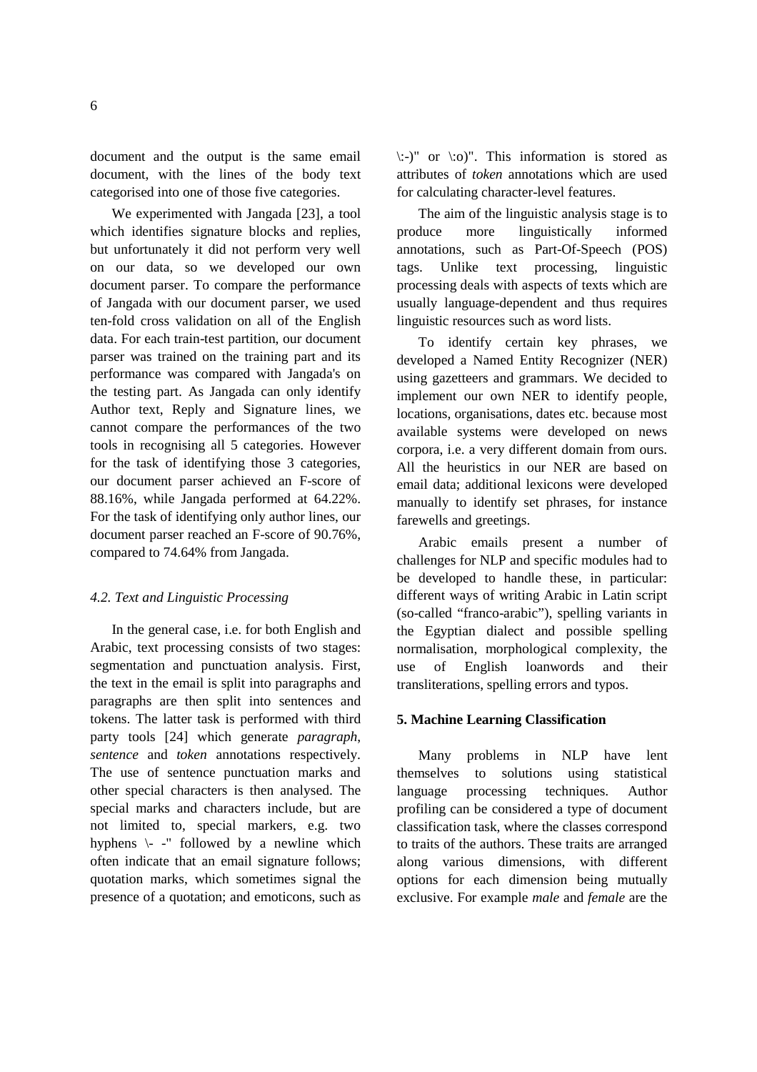document and the output is the same email document, with the lines of the body text categorised into one of those five categories.

We experimented with Jangada [23], a tool which identifies signature blocks and replies, but unfortunately it did not perform very well on our data, so we developed our own document parser. To compare the performance of Jangada with our document parser, we used ten-fold cross validation on all of the English data. For each train-test partition, our document parser was trained on the training part and its performance was compared with Jangada's on the testing part. As Jangada can only identify Author text, Reply and Signature lines, we cannot compare the performances of the two tools in recognising all 5 categories. However for the task of identifying those 3 categories, our document parser achieved an F-score of 88.16%, while Jangada performed at 64.22%. For the task of identifying only author lines, our document parser reached an F-score of 90.76%, compared to 74.64% from Jangada.

### *4.2. Text and Linguistic Processing*

In the general case, i.e. for both English and Arabic, text processing consists of two stages: segmentation and punctuation analysis. First, the text in the email is split into paragraphs and paragraphs are then split into sentences and tokens. The latter task is performed with third party tools [24] which generate *paragraph*, *sentence* and *token* annotations respectively. The use of sentence punctuation marks and other special characters is then analysed. The special marks and characters include, but are not limited to, special markers, e.g. two hyphens \- -" followed by a newline which often indicate that an email signature follows; quotation marks, which sometimes signal the presence of a quotation; and emoticons, such as \:-)" or \:o)". This information is stored as attributes of *token* annotations which are used for calculating character-level features.

The aim of the linguistic analysis stage is to produce more linguistically informed annotations, such as Part-Of-Speech (POS) tags. Unlike text processing, linguistic processing deals with aspects of texts which are usually language-dependent and thus requires linguistic resources such as word lists.

To identify certain key phrases, we developed a Named Entity Recognizer (NER) using gazetteers and grammars. We decided to implement our own NER to identify people, locations, organisations, dates etc. because most available systems were developed on news corpora, i.e. a very different domain from ours. All the heuristics in our NER are based on email data; additional lexicons were developed manually to identify set phrases, for instance farewells and greetings.

Arabic emails present a number of challenges for NLP and specific modules had to be developed to handle these, in particular: different ways of writing Arabic in Latin script (so-called “franco-arabic”), spelling variants in the Egyptian dialect and possible spelling normalisation, morphological complexity, the use of English loanwords and their transliterations, spelling errors and typos.

## 5. Machine Learning Classification

Many problems in NLP have lent themselves to solutions using statistical language processing techniques. Author profiling can be considered a type of document classification task, where the classes correspond to traits of the authors. These traits are arranged along various dimensions, with different options for each dimension being mutually exclusive. For example *male* and *female* are the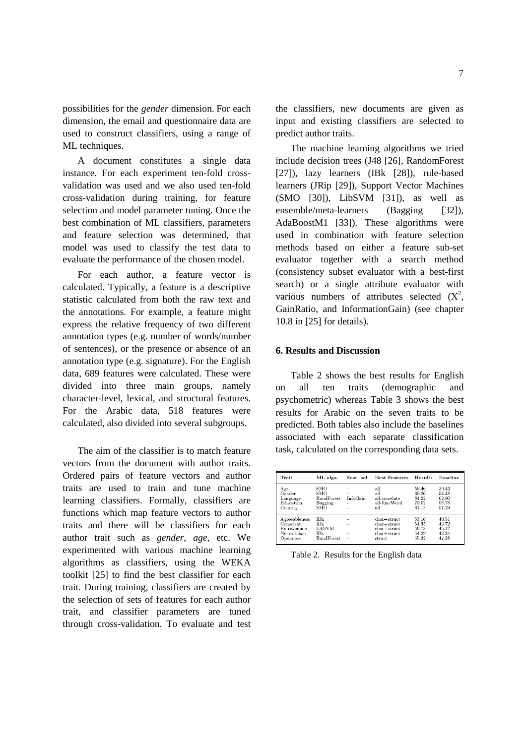possibilities for the *gender* dimension. For each dimension, the email and questionnaire data are used to construct classifiers, using a range of ML techniques.

A document constitutes a single data instance. For each experiment ten-fold cross-validation was used and we also used ten-fold cross-validation during training, for feature selection and model parameter tuning. Once the best combination of ML classifiers, parameters and feature selection was determined, that model was used to classify the test data to evaluate the performance of the chosen model.

For each author, a feature vector is calculated. Typically, a feature is a descriptive statistic calculated from both the raw text and the annotations. For example, a feature might express the relative frequency of two different annotation types (e.g. number of words/number of sentences), or the presence or absence of an annotation type (e.g. signature). For the English data, 689 features were calculated. These were divided into three main groups, namely character-level, lexical, and structural features. For the Arabic data, 518 features were calculated, also divided into several subgroups.

The aim of the classifier is to match feature vectors from the document with author traits. Ordered pairs of feature vectors and author traits are used to train and tune machine learning classifiers. Formally, classifiers are functions which map feature vectors to author traits and there will be classifiers for each author trait such as *gender*, *age*, etc. We experimented with various machine learning algorithms as classifiers, using the WEKA toolkit [25] to find the best classifier for each trait. During training, classifiers are created by the selection of sets of features for each author trait, and classifier parameters are tuned through cross-validation. To evaluate and test the classifiers, new documents are given as input and existing classifiers are selected to predict author traits.

The machine learning algorithms we tried include decision trees (J48 [26], RandomForest [27]), lazy learners (IBk [28]), rule-based learners (JRip [29]), Support Vector Machines (SMO [30]), LibSVM [31]), as well as ensemble/meta-learners (Bagging [32]), AdaBoostM1 [33]). These algorithms were used in combination with feature selection methods based on either a feature sub-set evaluator together with a search method (consistency subset evaluator with a best-first search) or a single attribute evaluator with various numbers of attributes selected ($X^2$, GainRatio, and InformationGain) (see chapter 10.8 in [25] for details).

## 6. Results and Discussion

Table 2 shows the best results for English on all ten traits (demographic and psychometric) whereas Table 3 shows the best results for Arabic on the seven traits to be predicted. Both tables also include the baselines associated with each separate classification task, calculated on the corresponding data sets.

| Trait | ML algo. | Feat. sel. | Best Features | Results | Baseline |
|---|---|---|---|---|---|
| Age | SMO | – | all | 56.46 | 39.43 |
| Gender | SMO | – | all | 69.26 | 54.48 |
| Language | RandForest | InfoGain | all-correlate | 84.22 | 62.90 |
| Education | Bagging | – | all-funcWord | 79.92 | 58.78 |
| Country | SMO | – | all | 81.13 | 57.29 |
| Agreeableness | IBk | – | char+struct | 53.16 | 40.51 |
| Conscient. | IBk | – | char+struct | 54.35 | 43.72 |
| Extraversion | LibSVM | – | char+struct | 56.73 | 45.17 |
| Neuroticism | IBk | – | char+struct | 54.29 | 42.34 |
| Openness | RandForest | – | struct | 55.32 | 47.28 |

Table 2. Results for the English data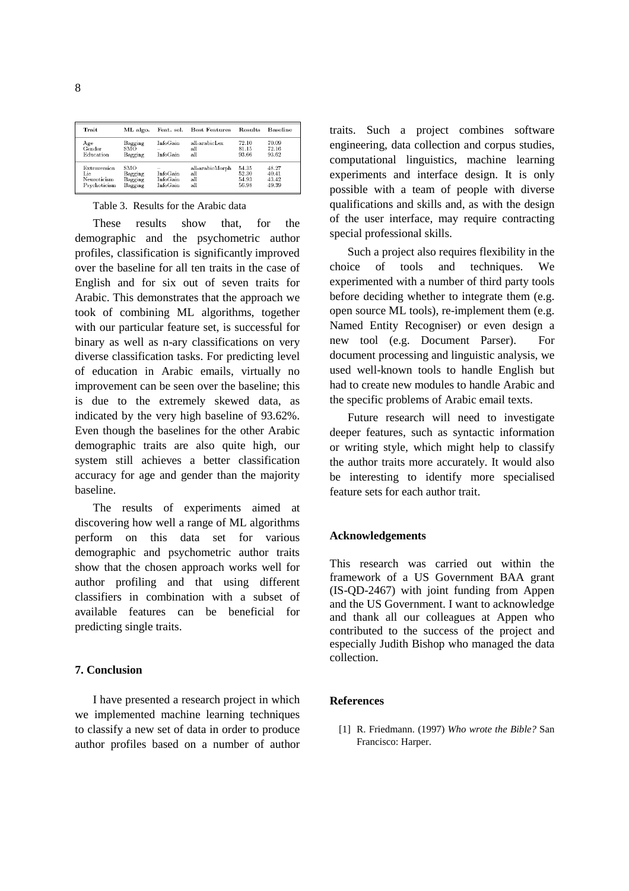| Trait | ML algo. | Feat. sel. | Best Features | Results | Baseline |
|---|---|---|---|---|---|
| Age | Bagging | InfoGain | all-arabicLex | 72.10 | 70.09 |
| Gender | SMO | – | all | 81.15 | 72.16 |
| Education | Bagging | InfoGain | all | 93.66 | 93.62 |
| Extraversion | SMO | – | all-arabicMorph | 54.35 | 48.27 |
| Lie | Bagging | InfoGain | all | 52.30 | 40.41 |
| Neuroticism | Bagging | InfoGain | all | 54.93 | 43.42 |
| Psychoticism | Bagging | InfoGain | all | 56.98 | 49.39 |

Table 3. Results for the Arabic data

These results show that, for the demographic and the psychometric author profiles, classification is significantly improved over the baseline for all ten traits in the case of English and for six out of seven traits for Arabic. This demonstrates that the approach we took of combining ML algorithms, together with our particular feature set, is successful for binary as well as n-ary classifications on very diverse classification tasks. For predicting level of education in Arabic emails, virtually no improvement can be seen over the baseline; this is due to the extremely skewed data, as indicated by the very high baseline of 93.62%. Even though the baselines for the other Arabic demographic traits are also quite high, our system still achieves a better classification accuracy for age and gender than the majority baseline.

The results of experiments aimed at discovering how well a range of ML algorithms perform on this data set for various demographic and psychometric author traits show that the chosen approach works well for author profiling and that using different classifiers in combination with a subset of available features can be beneficial for predicting single traits.

## 7. Conclusion

I have presented a research project in which we implemented machine learning techniques to classify a new set of data in order to produce author profiles based on a number of author traits. Such a project combines software engineering, data collection and corpus studies, computational linguistics, machine learning experiments and interface design. It is only possible with a team of people with diverse qualifications and skills and, as with the design of the user interface, may require contracting special professional skills.

Such a project also requires flexibility in the choice of tools and techniques. We experimented with a number of third party tools before deciding whether to integrate them (e.g. open source ML tools), re-implement them (e.g. Named Entity Recogniser) or even design a new tool (e.g. Document Parser). For document processing and linguistic analysis, we used well-known tools to handle English but had to create new modules to handle Arabic and the specific problems of Arabic email texts.

Future research will need to investigate deeper features, such as syntactic information or writing style, which might help to classify the author traits more accurately. It would also be interesting to identify more specialised feature sets for each author trait.

## Acknowledgements

This research was carried out within the framework of a US Government BAA grant (IS-QD-2467) with joint funding from Appen and the US Government. I want to acknowledge and thank all our colleagues at Appen who contributed to the success of the project and especially Judith Bishop who managed the data collection.

## References

[1] R. Friedmann. (1997) *Who wrote the Bible?* San Francisco: Harper.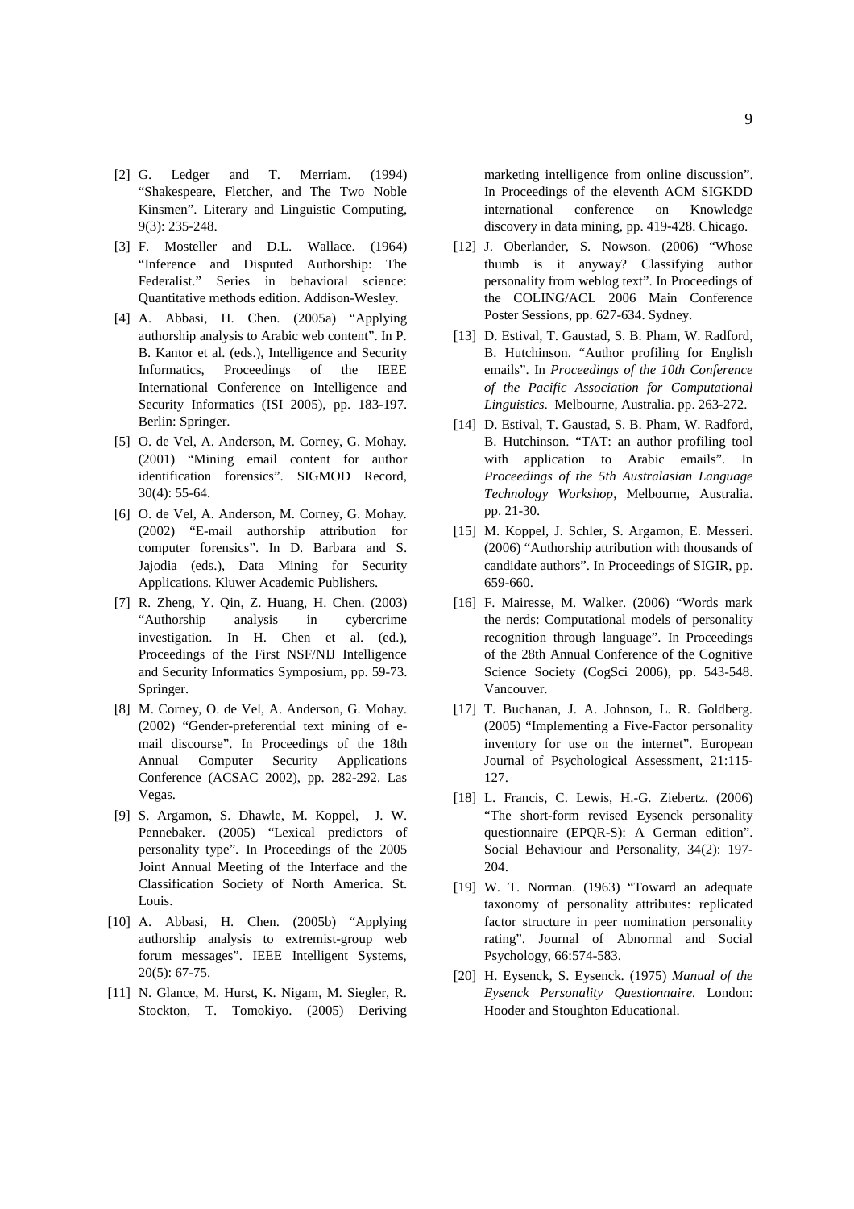[2] G. Ledger and T. Merriam. (1994) "Shakespeare, Fletcher, and The Two Noble Kinsmen". Literary and Linguistic Computing, 9(3): 235-248.

[3] F. Mosteller and D.L. Wallace. (1964) "Inference and Disputed Authorship: The Federalist." Series in behavioral science: Quantitative methods edition. Addison-Wesley.

[4] A. Abbasi, H. Chen. (2005a) "Applying authorship analysis to Arabic web content". In P. B. Kantor et al. (eds.), Intelligence and Security Informatics, Proceedings of the IEEE International Conference on Intelligence and Security Informatics (ISI 2005), pp. 183-197. Berlin: Springer.

[5] O. de Vel, A. Anderson, M. Corney, G. Mohay. (2001) "Mining email content for author identification forensics". SIGMOD Record, 30(4): 55-64.

[6] O. de Vel, A. Anderson, M. Corney, G. Mohay. (2002) "E-mail authorship attribution for computer forensics". In D. Barbara and S. Jajodia (eds.), Data Mining for Security Applications. Kluwer Academic Publishers.

[7] R. Zheng, Y. Qin, Z. Huang, H. Chen. (2003) "Authorship analysis in cybercrime investigation. In H. Chen et al. (ed.), Proceedings of the First NSF/NIJ Intelligence and Security Informatics Symposium, pp. 59-73. Springer.

[8] M. Corney, O. de Vel, A. Anderson, G. Mohay. (2002) "Gender-preferential text mining of e-mail discourse". In Proceedings of the 18th Annual Computer Security Applications Conference (ACSAC 2002), pp. 282-292. Las Vegas.

[9] S. Argamon, S. Dhawle, M. Koppel, J. W. Pennebaker. (2005) "Lexical predictors of personality type". In Proceedings of the 2005 Joint Annual Meeting of the Interface and the Classification Society of North America. St. Louis.

[10] A. Abbasi, H. Chen. (2005b) "Applying authorship analysis to extremist-group web forum messages". IEEE Intelligent Systems, 20(5): 67-75.

[11] N. Glance, M. Hurst, K. Nigam, M. Siegler, R. Stockton, T. Tomokiyo. (2005) Deriving marketing intelligence from online discussion". In Proceedings of the eleventh ACM SIGKDD international conference on Knowledge discovery in data mining, pp. 419-428. Chicago.

[12] J. Oberlander, S. Nowson. (2006) "Whose thumb is it anyway? Classifying author personality from weblog text". In Proceedings of the COLING/ACL 2006 Main Conference Poster Sessions, pp. 627-634. Sydney.

[13] D. Estival, T. Gaustad, S. B. Pham, W. Radford, B. Hutchinson. "Author profiling for English emails". In *Proceedings of the 10th Conference of the Pacific Association for Computational Linguistics*. Melbourne, Australia. pp. 263-272.

[14] D. Estival, T. Gaustad, S. B. Pham, W. Radford, B. Hutchinson. "TAT: an author profiling tool with application to Arabic emails". In *Proceedings of the 5th Australasian Language Technology Workshop*, Melbourne, Australia. pp. 21-30.

[15] M. Koppel, J. Schler, S. Argamon, E. Messeri. (2006) "Authorship attribution with thousands of candidate authors". In Proceedings of SIGIR, pp. 659-660.

[16] F. Mairesse, M. Walker. (2006) "Words mark the nerds: Computational models of personality recognition through language". In Proceedings of the 28th Annual Conference of the Cognitive Science Society (CogSci 2006), pp. 543-548. Vancouver.

[17] T. Buchanan, J. A. Johnson, L. R. Goldberg. (2005) "Implementing a Five-Factor personality inventory for use on the internet". European Journal of Psychological Assessment, 21:115-127.

[18] L. Francis, C. Lewis, H.-G. Ziebertz. (2006) "The short-form revised Eysenck personality questionnaire (EPQR-S): A German edition". Social Behaviour and Personality, 34(2): 197-204.

[19] W. T. Norman. (1963) "Toward an adequate taxonomy of personality attributes: replicated factor structure in peer nomination personality rating". Journal of Abnormal and Social Psychology, 66:574-583.

[20] H. Eysenck, S. Eysenck. (1975) *Manual of the Eysenck Personality Questionnaire.* London: Hooder and Stoughton Educational.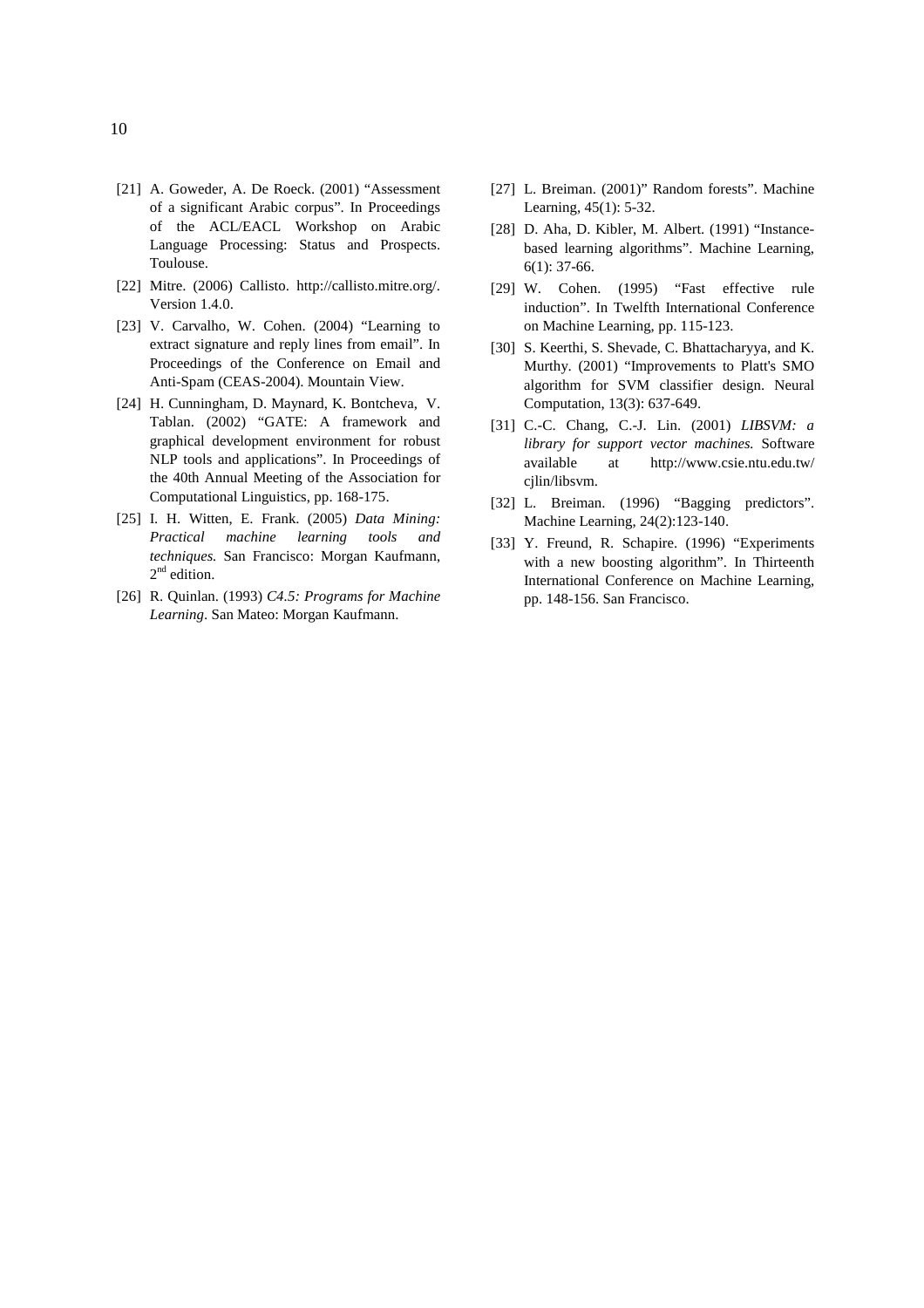[21] A. Goweder, A. De Roeck. (2001) "Assessment of a significant Arabic corpus". In Proceedings of the ACL/EACL Workshop on Arabic Language Processing: Status and Prospects. Toulouse.

[22] Mitre. (2006) Callisto. http://callisto.mitre.org/. Version 1.4.0.

[23] V. Carvalho, W. Cohen. (2004) "Learning to extract signature and reply lines from email". In Proceedings of the Conference on Email and Anti-Spam (CEAS-2004). Mountain View.

[24] H. Cunningham, D. Maynard, K. Bontcheva, V. Tablan. (2002) "GATE: A framework and graphical development environment for robust NLP tools and applications". In Proceedings of the 40th Annual Meeting of the Association for Computational Linguistics, pp. 168-175.

[25] I. H. Witten, E. Frank. (2005) *Data Mining: Practical machine learning tools and techniques.* San Francisco: Morgan Kaufmann, 2nd edition.

[26] R. Quinlan. (1993) *C4.5: Programs for Machine Learning*. San Mateo: Morgan Kaufmann.

[27] L. Breiman. (2001)" Random forests". Machine Learning, 45(1): 5-32.

[28] D. Aha, D. Kibler, M. Albert. (1991) "Instance-based learning algorithms". Machine Learning, 6(1): 37-66.

[29] W. Cohen. (1995) "Fast effective rule induction". In Twelfth International Conference on Machine Learning, pp. 115-123.

[30] S. Keerthi, S. Shevade, C. Bhattacharyya, and K. Murthy. (2001) "Improvements to Platt's SMO algorithm for SVM classifier design. Neural Computation, 13(3): 637-649.

[31] C.-C. Chang, C.-J. Lin. (2001) *LIBSVM: a library for support vector machines.* Software available at http://www.csie.ntu.edu.tw/cjlin/libsvm.

[32] L. Breiman. (1996) "Bagging predictors". Machine Learning, 24(2):123-140.

[33] Y. Freund, R. Schapire. (1996) "Experiments with a new boosting algorithm". In Thirteenth International Conference on Machine Learning, pp. 148-156. San Francisco.